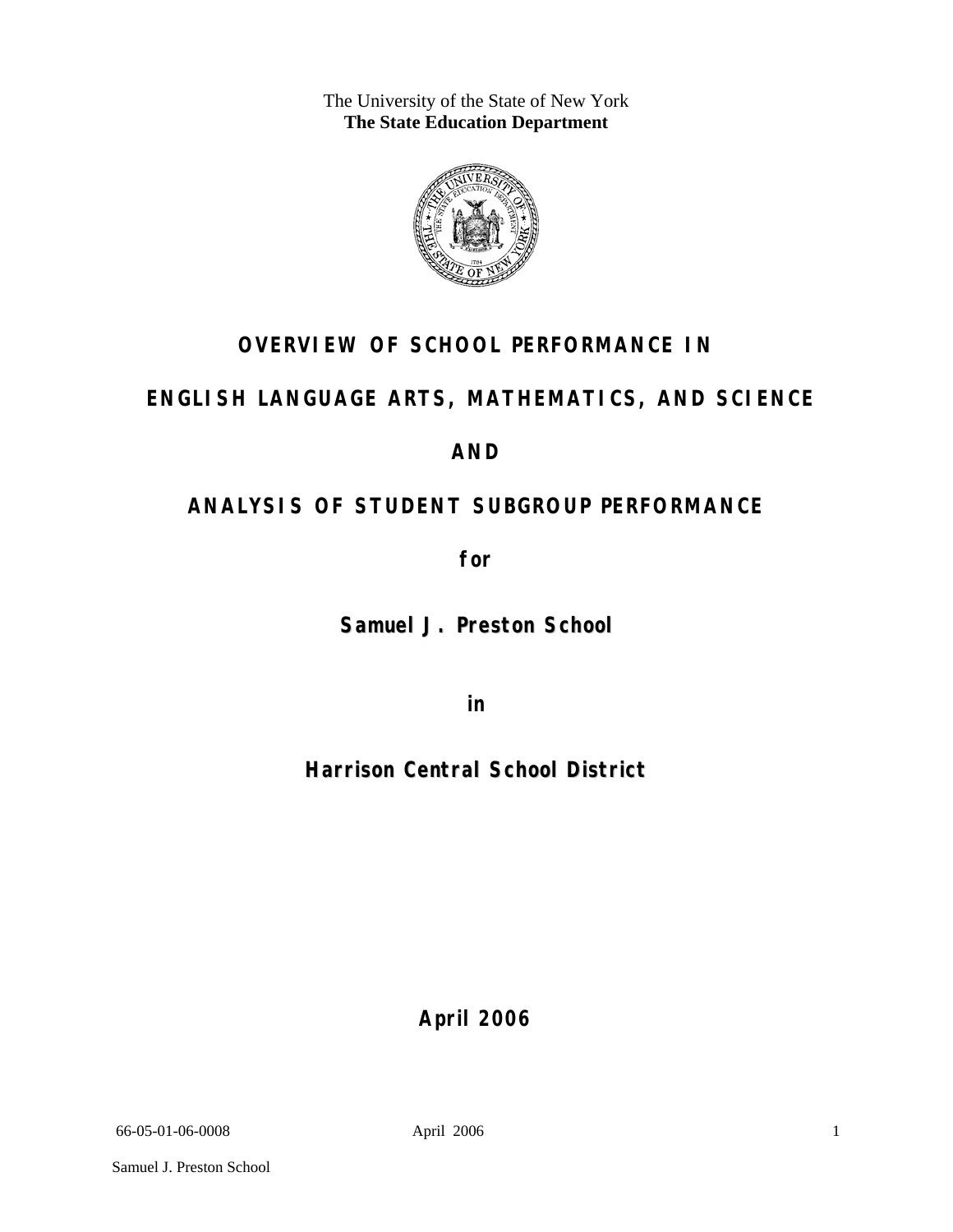The University of the State of New York
**The State Education Department**

# OVERVIEW OF SCHOOL PERFORMANCE IN

# ENGLISH LANGUAGE ARTS, MATHEMATICS, AND SCIENCE

# AND

# ANALYSIS OF STUDENT SUBGROUP PERFORMANCE

**for**

**Samuel J. Preston School**

**in**

**Harrison Central School District**

**April 2006**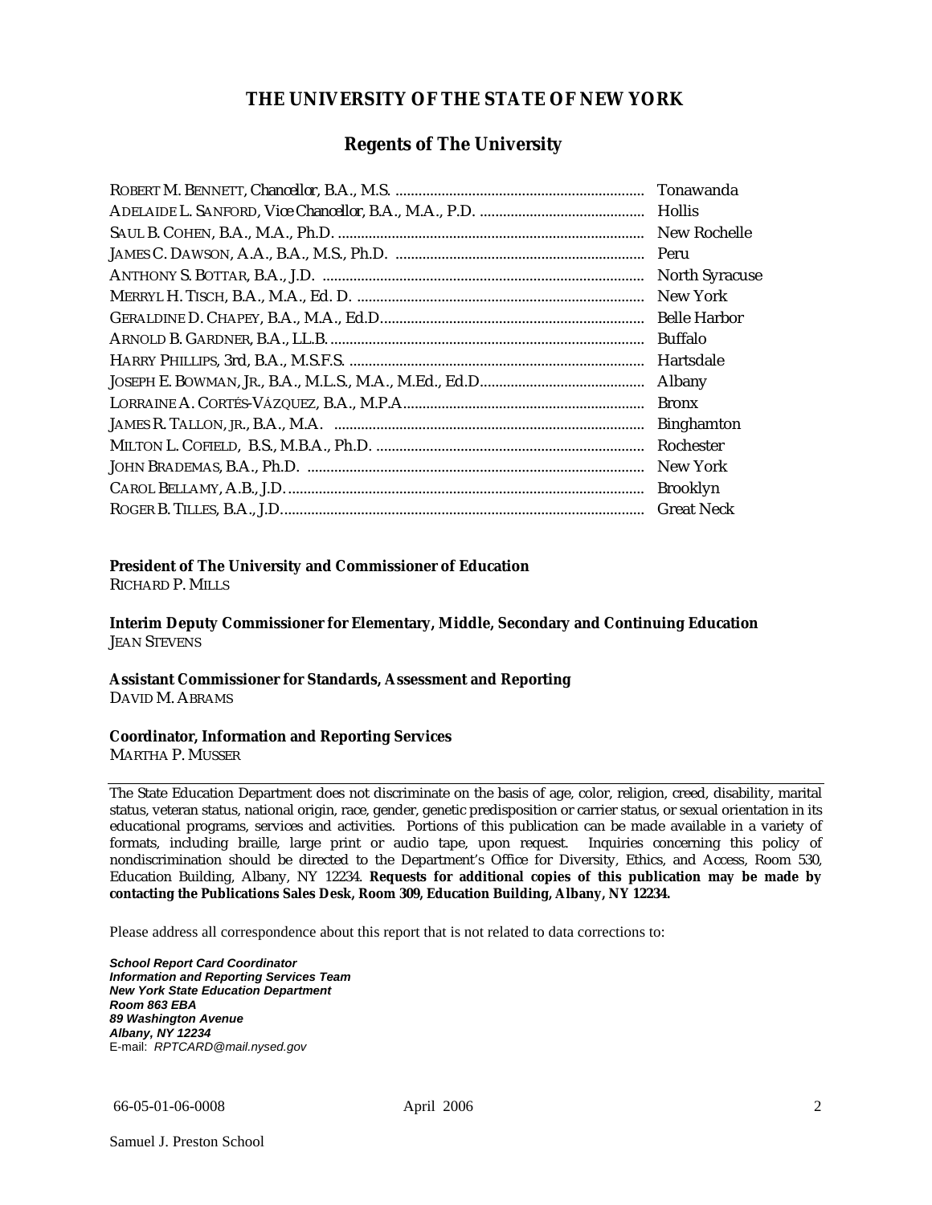# THE UNIVERSITY OF THE STATE OF NEW YORK

## Regents of The University

| | |
|---|---|
| ROBERT M. BENNETT, Chancellor, B.A., M.S. | Tonawanda |
| ADELAIDE L. SANFORD, Vice Chancellor, B.A., M.A., P.D. | Hollis |
| SAUL B. COHEN, B.A., M.A., Ph.D. | New Rochelle |
| JAMES C. DAWSON, A.A., B.A., M.S., Ph.D. | Peru |
| ANTHONY S. BOTTAR, B.A., J.D. | North Syracuse |
| MERRYL H. TISCH, B.A., M.A., Ed. D. | New York |
| GERALDINE D. CHAPEY, B.A., M.A., Ed.D. | Belle Harbor |
| ARNOLD B. GARDNER, B.A., LL.B. | Buffalo |
| HARRY PHILLIPS, 3rd, B.A., M.S.F.S. | Hartsdale |
| JOSEPH E. BOWMAN, JR., B.A., M.L.S., M.A., M.Ed., Ed.D. | Albany |
| LORRAINE A. CORTÉS-VÁZQUEZ, B.A., M.P.A. | Bronx |
| JAMES R. TALLON, JR., B.A., M.A. | Binghamton |
| MILTON L. COFIELD, B.S., M.B.A., Ph.D. | Rochester |
| JOHN BRADEMAS, B.A., Ph.D. | New York |
| CAROL BELLAMY, A.B., J.D. | Brooklyn |
| ROGER B. TILLES, B.A., J.D. | Great Neck |

**President of The University and Commissioner of Education**
RICHARD P. MILLS

**Interim Deputy Commissioner for Elementary, Middle, Secondary and Continuing Education**
JEAN STEVENS

**Assistant Commissioner for Standards, Assessment and Reporting**
DAVID M. ABRAMS

**Coordinator, Information and Reporting Services**
MARTHA P. MUSSER

---

The State Education Department does not discriminate on the basis of age, color, religion, creed, disability, marital status, veteran status, national origin, race, gender, genetic predisposition or carrier status, or sexual orientation in its educational programs, services and activities. Portions of this publication can be made available in a variety of formats, including braille, large print or audio tape, upon request. Inquiries concerning this policy of nondiscrimination should be directed to the Department's Office for Diversity, Ethics, and Access, Room 530, Education Building, Albany, NY 12234. **Requests for additional copies of this publication may be made by contacting the Publications Sales Desk, Room 309, Education Building, Albany, NY 12234.**

Please address all correspondence about this report that is not related to data corrections to:

***School Report Card Coordinator***
***Information and Reporting Services Team***
***New York State Education Department***
***Room 863 EBA***
***89 Washington Avenue***
***Albany, NY 12234***
E-mail: *RPTCARD@mail.nysed.gov*

66-05-01-06-0008 April 2006

Samuel J. Preston School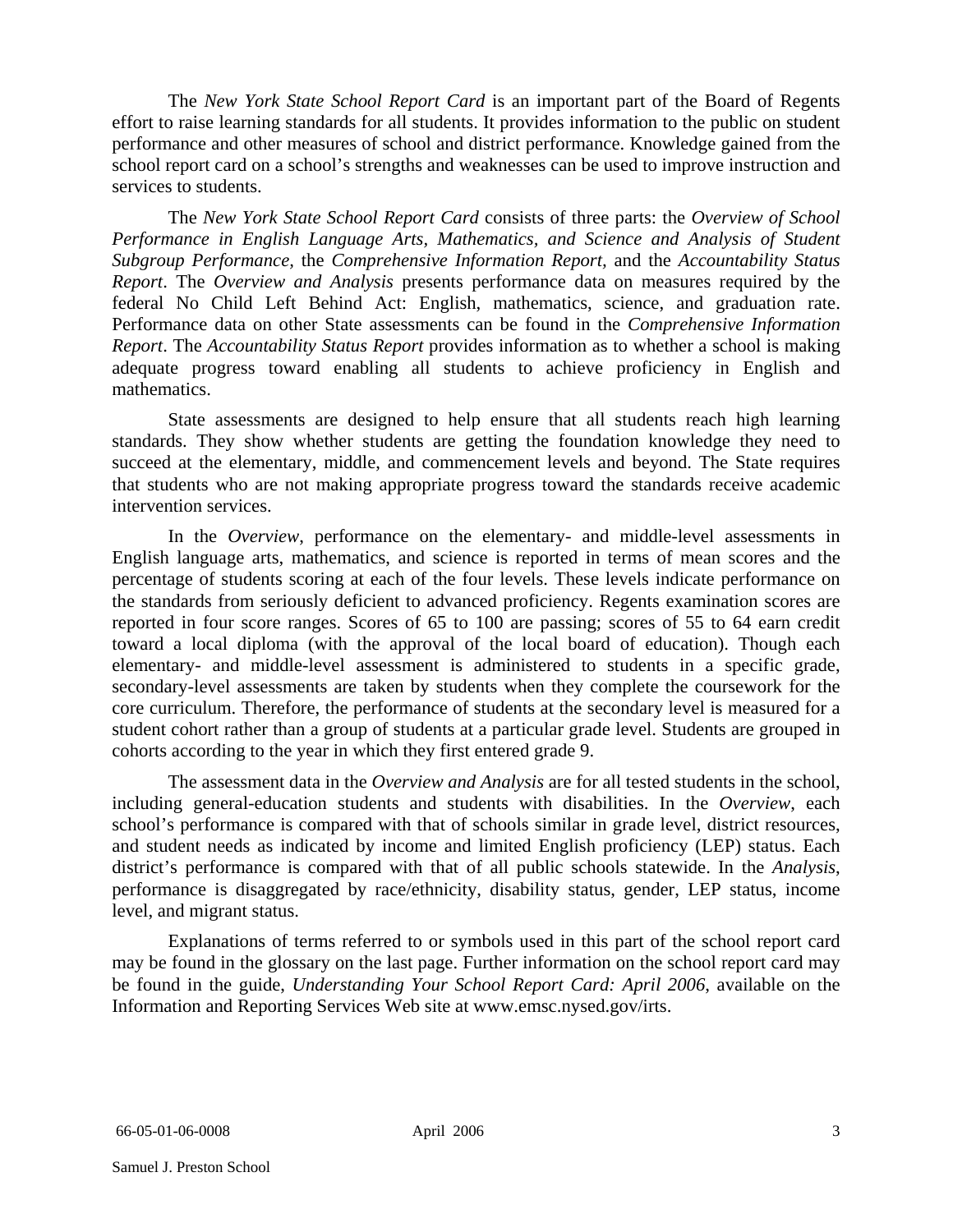The *New York State School Report Card* is an important part of the Board of Regents effort to raise learning standards for all students. It provides information to the public on student performance and other measures of school and district performance. Knowledge gained from the school report card on a school's strengths and weaknesses can be used to improve instruction and services to students.

The *New York State School Report Card* consists of three parts: the *Overview of School Performance in English Language Arts, Mathematics, and Science and Analysis of Student Subgroup Performance,* the *Comprehensive Information Report,* and the *Accountability Status Report*. The *Overview and Analysis* presents performance data on measures required by the federal No Child Left Behind Act: English, mathematics, science, and graduation rate. Performance data on other State assessments can be found in the *Comprehensive Information Report*. The *Accountability Status Report* provides information as to whether a school is making adequate progress toward enabling all students to achieve proficiency in English and mathematics.

State assessments are designed to help ensure that all students reach high learning standards. They show whether students are getting the foundation knowledge they need to succeed at the elementary, middle, and commencement levels and beyond. The State requires that students who are not making appropriate progress toward the standards receive academic intervention services.

In the *Overview*, performance on the elementary- and middle-level assessments in English language arts, mathematics, and science is reported in terms of mean scores and the percentage of students scoring at each of the four levels. These levels indicate performance on the standards from seriously deficient to advanced proficiency. Regents examination scores are reported in four score ranges. Scores of 65 to 100 are passing; scores of 55 to 64 earn credit toward a local diploma (with the approval of the local board of education). Though each elementary- and middle-level assessment is administered to students in a specific grade, secondary-level assessments are taken by students when they complete the coursework for the core curriculum. Therefore, the performance of students at the secondary level is measured for a student cohort rather than a group of students at a particular grade level. Students are grouped in cohorts according to the year in which they first entered grade 9.

The assessment data in the *Overview and Analysis* are for all tested students in the school, including general-education students and students with disabilities. In the *Overview*, each school's performance is compared with that of schools similar in grade level, district resources, and student needs as indicated by income and limited English proficiency (LEP) status. Each district's performance is compared with that of all public schools statewide. In the *Analysis*, performance is disaggregated by race/ethnicity, disability status, gender, LEP status, income level, and migrant status.

Explanations of terms referred to or symbols used in this part of the school report card may be found in the glossary on the last page. Further information on the school report card may be found in the guide, *Understanding Your School Report Card: April 2006*, available on the Information and Reporting Services Web site at www.emsc.nysed.gov/irts.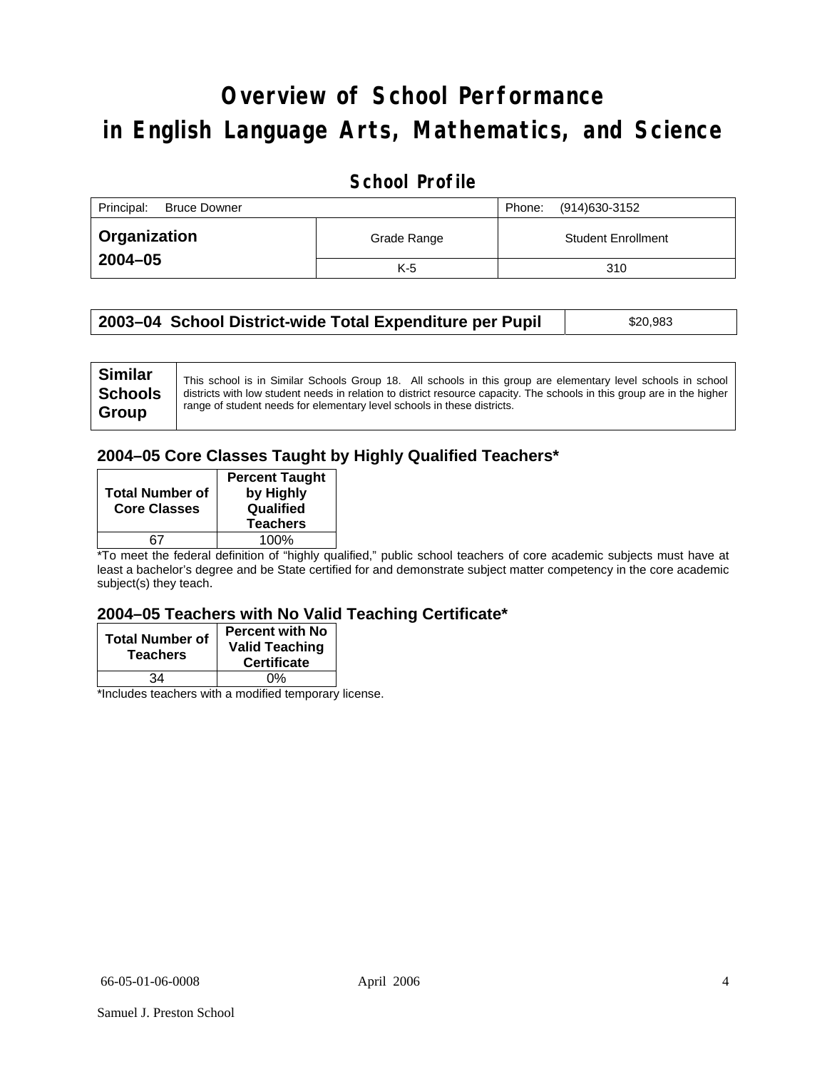# Overview of School Performance in English Language Arts, Mathematics, and Science

## School Profile

| Principal: Bruce Downer | | Phone: (914)630-3152 |
|---|---|---|
| **Organization 2004–05** | Grade Range | Student Enrollment |
| | K-5 | 310 |

| **2003–04 School District-wide Total Expenditure per Pupil** | $20,983 |
|---|---|

| **Similar Schools Group** | This school is in Similar Schools Group 18. All schools in this group are elementary level schools in school districts with low student needs in relation to district resource capacity. The schools in this group are in the higher range of student needs for elementary level schools in these districts. |
|---|---|

### 2004–05 Core Classes Taught by Highly Qualified Teachers*

| Total Number of Core Classes | Percent Taught by Highly Qualified Teachers |
|---|---|
| 67 | 100% |

*To meet the federal definition of "highly qualified," public school teachers of core academic subjects must have at least a bachelor's degree and be State certified for and demonstrate subject matter competency in the core academic subject(s) they teach.

### 2004–05 Teachers with No Valid Teaching Certificate*

| Total Number of Teachers | Percent with No Valid Teaching Certificate |
|---|---|
| 34 | 0% |

*Includes teachers with a modified temporary license.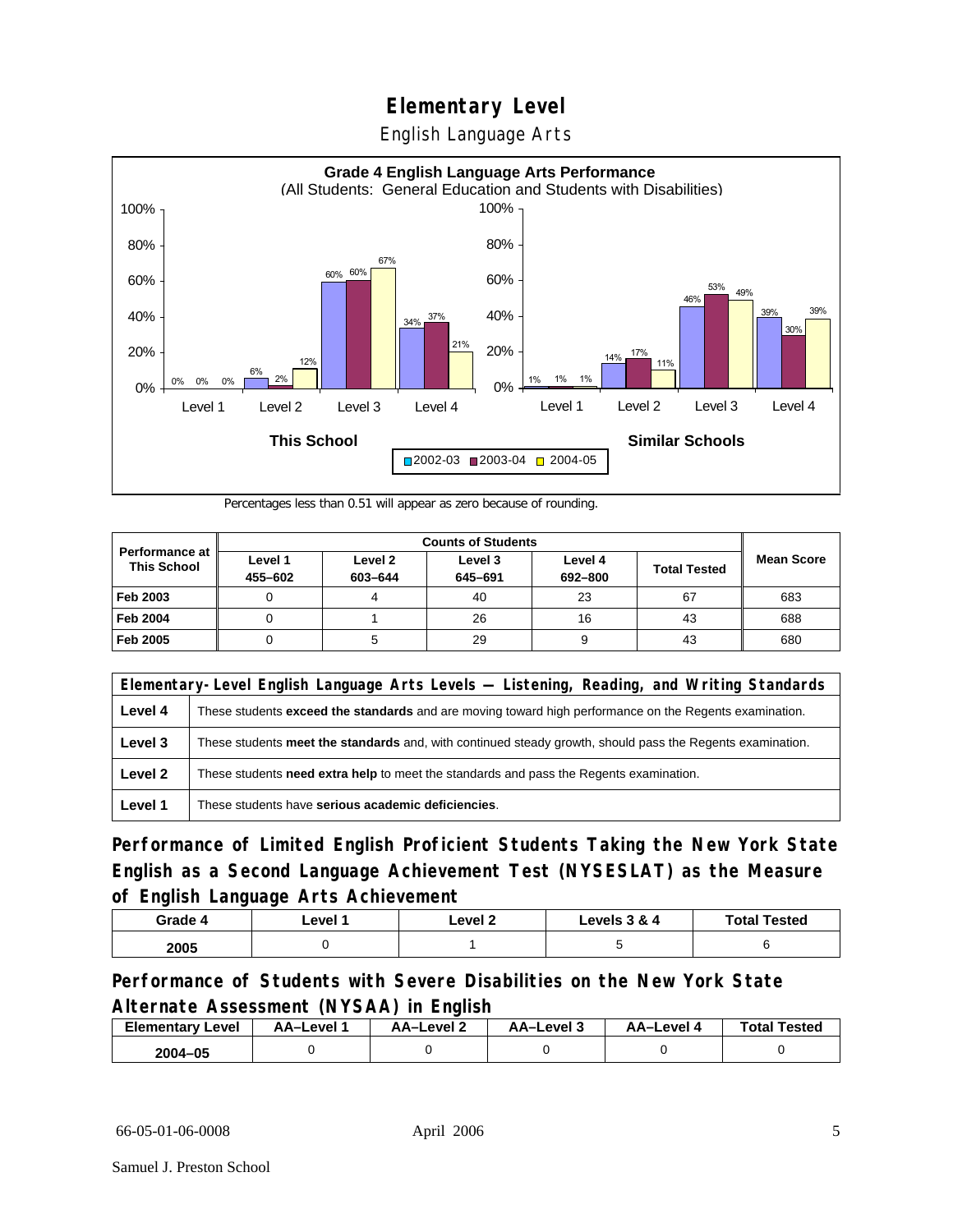# Elementary Level

English Language Arts

**Grade 4 English Language Arts Performance**
(All Students: General Education and Students with Disabilities)

| | This School 2002-03 | This School 2003-04 | This School 2004-05 | Similar Schools 2002-03 | Similar Schools 2003-04 | Similar Schools 2004-05 |
|---|---|---|---|---|---|---|
| Level 1 | 0% | 0% | 0% | 1% | 1% | 1% |
| Level 2 | 6% | 2% | 12% | 14% | 17% | 11% |
| Level 3 | 60% | 60% | 67% | 46% | 53% | 49% |
| Level 4 | 34% | 37% | 21% | 39% | 30% | 39% |

Percentages less than 0.51 will appear as zero because of rounding.

| Performance at This School | Counts of Students | | | | | Mean Score |
|---|---|---|---|---|---|---|
| | Level 1 455–602 | Level 2 603–644 | Level 3 645–691 | Level 4 692–800 | Total Tested | |
| Feb 2003 | 0 | 4 | 40 | 23 | 67 | 683 |
| Feb 2004 | 0 | 1 | 26 | 16 | 43 | 688 |
| Feb 2005 | 0 | 5 | 29 | 9 | 43 | 680 |

| Elementary-Level English Language Arts Levels — Listening, Reading, and Writing Standards | |
|---|---|
| Level 4 | These students **exceed the standards** and are moving toward high performance on the Regents examination. |
| Level 3 | These students **meet the standards** and, with continued steady growth, should pass the Regents examination. |
| Level 2 | These students **need extra help** to meet the standards and pass the Regents examination. |
| Level 1 | These students have **serious academic deficiencies**. |

## Performance of Limited English Proficient Students Taking the New York State English as a Second Language Achievement Test (NYSESLAT) as the Measure of English Language Arts Achievement

| Grade 4 | Level 1 | Level 2 | Levels 3 & 4 | Total Tested |
|---|---|---|---|---|
| 2005 | 0 | 1 | 5 | 6 |

## Performance of Students with Severe Disabilities on the New York State Alternate Assessment (NYSAA) in English

| Elementary Level | AA–Level 1 | AA–Level 2 | AA–Level 3 | AA–Level 4 | Total Tested |
|---|---|---|---|---|---|
| 2004–05 | 0 | 0 | 0 | 0 | 0 |

66-05-01-06-0008 April 2006

Samuel J. Preston School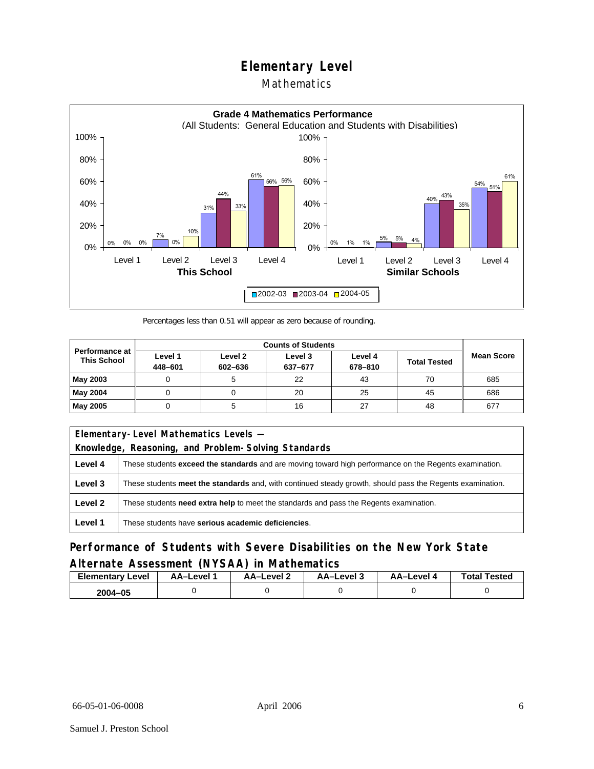# Elementary Level

## Mathematics

**Grade 4 Mathematics Performance**
(All Students: General Education and Students with Disabilities)

| | Level 1 | Level 2 | Level 3 | Level 4 |
|---|---|---|---|---|
| **This School** 2002-03 | 0% | 7% | 31% | 61% |
| **This School** 2003-04 | 0% | 0% | 44% | 56% |
| **This School** 2004-05 | 0% | 10% | 33% | 56% |
| **Similar Schools** 2002-03 | 0% | 5% | 40% | 54% |
| **Similar Schools** 2003-04 | 1% | 5% | 43% | 51% |
| **Similar Schools** 2004-05 | 1% | 4% | 35% | 61% |

Percentages less than 0.51 will appear as zero because of rounding.

| Performance at This School | Counts of Students | | | | | Mean Score |
|---|---|---|---|---|---|---|
| | Level 1 448–601 | Level 2 602–636 | Level 3 637–677 | Level 4 678–810 | Total Tested | |
| **May 2003** | 0 | 5 | 22 | 43 | 70 | 685 |
| **May 2004** | 0 | 0 | 20 | 25 | 45 | 686 |
| **May 2005** | 0 | 5 | 16 | 27 | 48 | 677 |

| Elementary-Level Mathematics Levels — Knowledge, Reasoning, and Problem-Solving Standards | |
|---|---|
| **Level 4** | These students **exceed the standards** and are moving toward high performance on the Regents examination. |
| **Level 3** | These students **meet the standards** and, with continued steady growth, should pass the Regents examination. |
| **Level 2** | These students **need extra help** to meet the standards and pass the Regents examination. |
| **Level 1** | These students have **serious academic deficiencies**. |

## Performance of Students with Severe Disabilities on the New York State Alternate Assessment (NYSAA) in Mathematics

| Elementary Level | AA–Level 1 | AA–Level 2 | AA–Level 3 | AA–Level 4 | Total Tested |
|---|---|---|---|---|---|
| **2004–05** | 0 | 0 | 0 | 0 | 0 |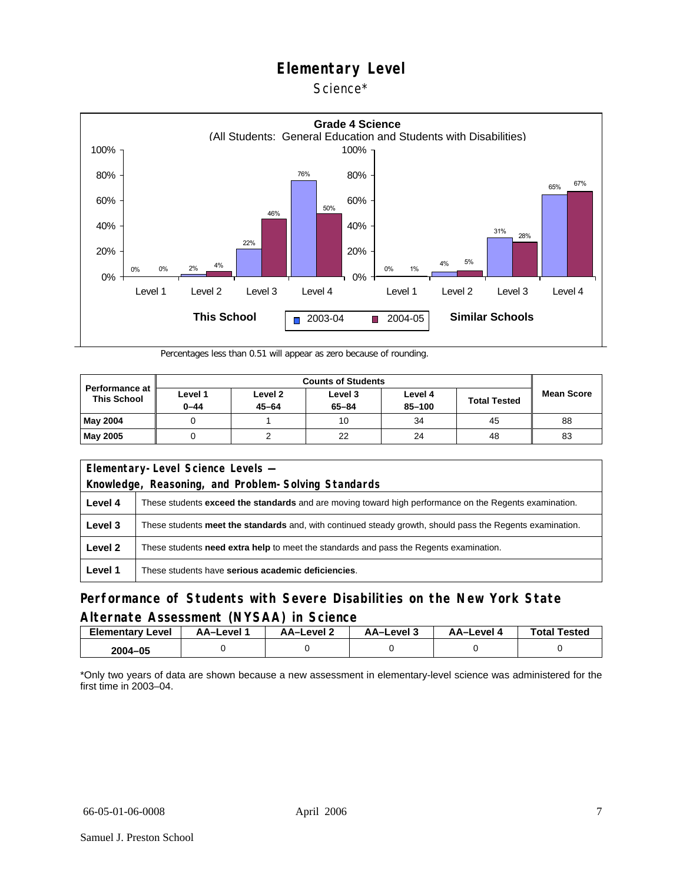# Elementary Level

Science*

**Grade 4 Science**
(All Students: General Education and Students with Disabilities)

| | This School 2003-04 | This School 2004-05 | Similar Schools 2003-04 | Similar Schools 2004-05 |
|---|---|---|---|---|
| Level 1 | 0% | 0% | 0% | 1% |
| Level 2 | 2% | 4% | 4% | 5% |
| Level 3 | 22% | 46% | 31% | 28% |
| Level 4 | 76% | 50% | 65% | 67% |

Percentages less than 0.51 will appear as zero because of rounding.

| Performance at This School | Counts of Students | | | | | Mean Score |
|---|---|---|---|---|---|---|
| | Level 1 0–44 | Level 2 45–64 | Level 3 65–84 | Level 4 85–100 | Total Tested | |
| May 2004 | 0 | 1 | 10 | 34 | 45 | 88 |
| May 2005 | 0 | 2 | 22 | 24 | 48 | 83 |

| Elementary-Level Science Levels — Knowledge, Reasoning, and Problem-Solving Standards | |
|---|---|
| Level 4 | These students **exceed the standards** and are moving toward high performance on the Regents examination. |
| Level 3 | These students **meet the standards** and, with continued steady growth, should pass the Regents examination. |
| Level 2 | These students **need extra help** to meet the standards and pass the Regents examination. |
| Level 1 | These students have **serious academic deficiencies**. |

## Performance of Students with Severe Disabilities on the New York State Alternate Assessment (NYSAA) in Science

| Elementary Level | AA–Level 1 | AA–Level 2 | AA–Level 3 | AA–Level 4 | Total Tested |
|---|---|---|---|---|---|
| 2004–05 | 0 | 0 | 0 | 0 | 0 |

*Only two years of data are shown because a new assessment in elementary-level science was administered for the first time in 2003–04.

66-05-01-06-0008 April 2006

Samuel J. Preston School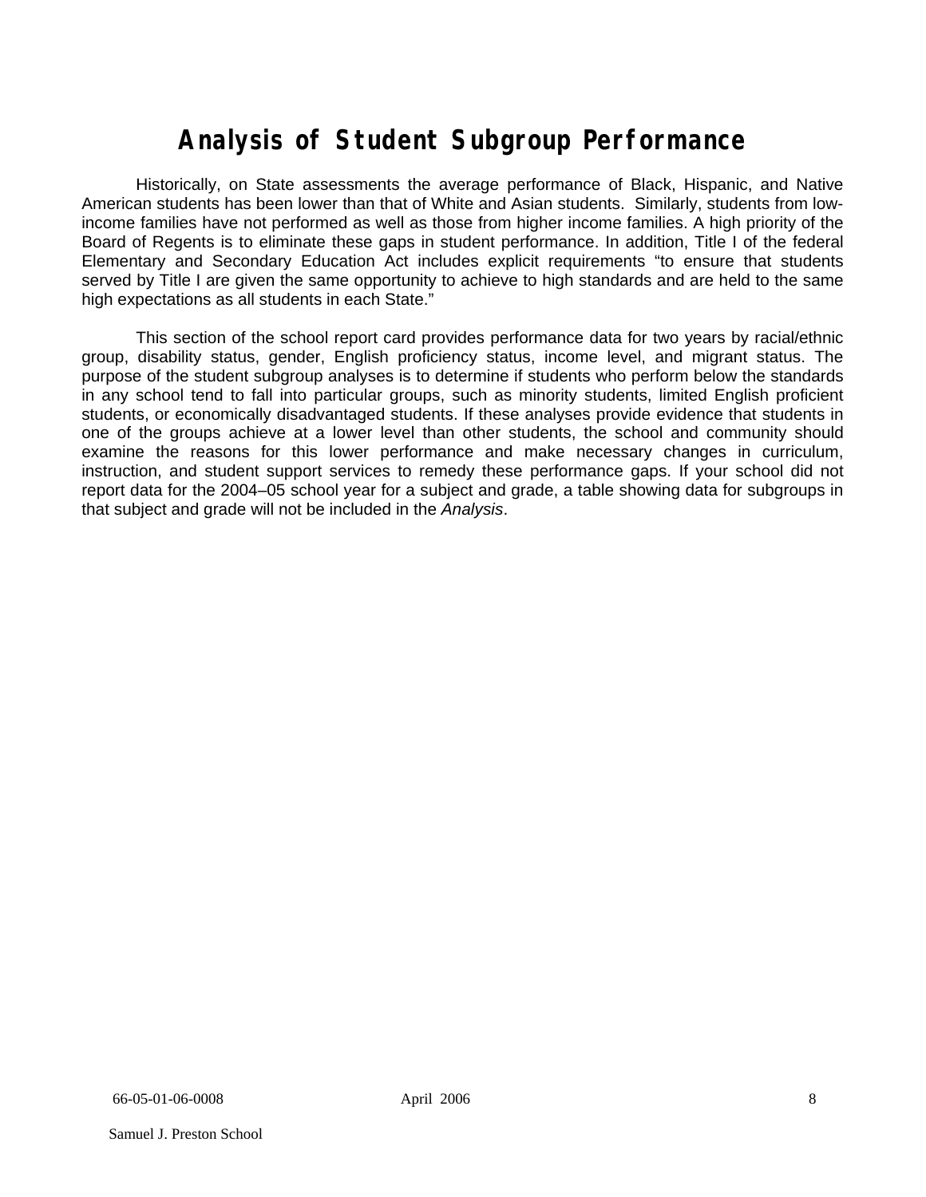# Analysis of Student Subgroup Performance

Historically, on State assessments the average performance of Black, Hispanic, and Native American students has been lower than that of White and Asian students. Similarly, students from low-income families have not performed as well as those from higher income families. A high priority of the Board of Regents is to eliminate these gaps in student performance. In addition, Title I of the federal Elementary and Secondary Education Act includes explicit requirements "to ensure that students served by Title I are given the same opportunity to achieve to high standards and are held to the same high expectations as all students in each State."

This section of the school report card provides performance data for two years by racial/ethnic group, disability status, gender, English proficiency status, income level, and migrant status. The purpose of the student subgroup analyses is to determine if students who perform below the standards in any school tend to fall into particular groups, such as minority students, limited English proficient students, or economically disadvantaged students. If these analyses provide evidence that students in one of the groups achieve at a lower level than other students, the school and community should examine the reasons for this lower performance and make necessary changes in curriculum, instruction, and student support services to remedy these performance gaps. If your school did not report data for the 2004–05 school year for a subject and grade, a table showing data for subgroups in that subject and grade will not be included in the *Analysis*.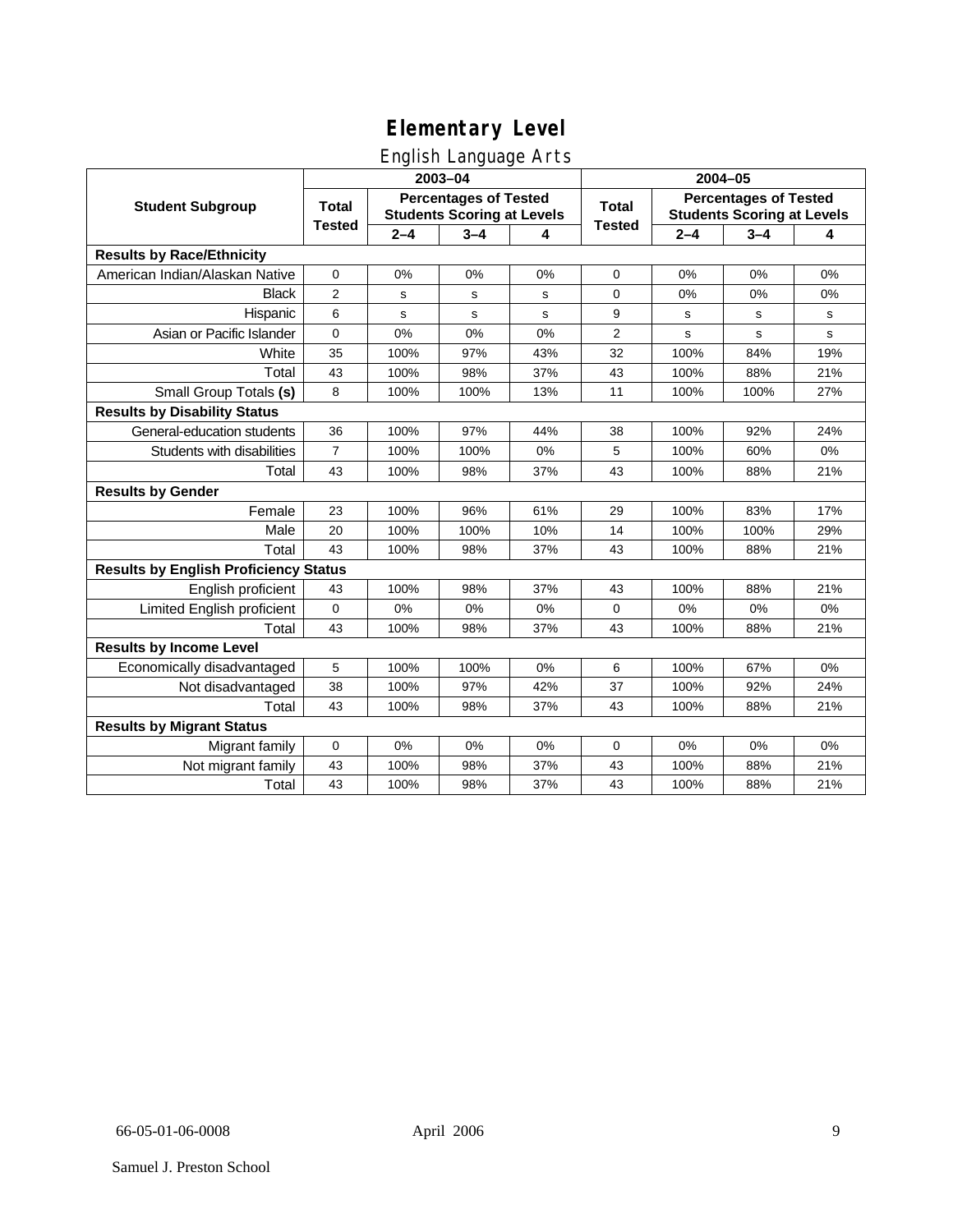# Elementary Level

## English Language Arts

| Student Subgroup | 2003–04 | | | | 2004–05 | | | |
|---|---|---|---|---|---|---|---|---|
| | Total Tested | Percentages of Tested Students Scoring at Levels | | | Total Tested | Percentages of Tested Students Scoring at Levels | | |
| | | 2–4 | 3–4 | 4 | | 2–4 | 3–4 | 4 |
| **Results by Race/Ethnicity** | | | | | | | | |
| American Indian/Alaskan Native | 0 | 0% | 0% | 0% | 0 | 0% | 0% | 0% |
| Black | 2 | s | s | s | 0 | 0% | 0% | 0% |
| Hispanic | 6 | s | s | s | 9 | s | s | s |
| Asian or Pacific Islander | 0 | 0% | 0% | 0% | 2 | s | s | s |
| White | 35 | 100% | 97% | 43% | 32 | 100% | 84% | 19% |
| Total | 43 | 100% | 98% | 37% | 43 | 100% | 88% | 21% |
| Small Group Totals **(s)** | 8 | 100% | 100% | 13% | 11 | 100% | 100% | 27% |
| **Results by Disability Status** | | | | | | | | |
| General-education students | 36 | 100% | 97% | 44% | 38 | 100% | 92% | 24% |
| Students with disabilities | 7 | 100% | 100% | 0% | 5 | 100% | 60% | 0% |
| Total | 43 | 100% | 98% | 37% | 43 | 100% | 88% | 21% |
| **Results by Gender** | | | | | | | | |
| Female | 23 | 100% | 96% | 61% | 29 | 100% | 83% | 17% |
| Male | 20 | 100% | 100% | 10% | 14 | 100% | 100% | 29% |
| Total | 43 | 100% | 98% | 37% | 43 | 100% | 88% | 21% |
| **Results by English Proficiency Status** | | | | | | | | |
| English proficient | 43 | 100% | 98% | 37% | 43 | 100% | 88% | 21% |
| Limited English proficient | 0 | 0% | 0% | 0% | 0 | 0% | 0% | 0% |
| Total | 43 | 100% | 98% | 37% | 43 | 100% | 88% | 21% |
| **Results by Income Level** | | | | | | | | |
| Economically disadvantaged | 5 | 100% | 100% | 0% | 6 | 100% | 67% | 0% |
| Not disadvantaged | 38 | 100% | 97% | 42% | 37 | 100% | 92% | 24% |
| Total | 43 | 100% | 98% | 37% | 43 | 100% | 88% | 21% |
| **Results by Migrant Status** | | | | | | | | |
| Migrant family | 0 | 0% | 0% | 0% | 0 | 0% | 0% | 0% |
| Not migrant family | 43 | 100% | 98% | 37% | 43 | 100% | 88% | 21% |
| Total | 43 | 100% | 98% | 37% | 43 | 100% | 88% | 21% |

66-05-01-06-0008 April 2006

Samuel J. Preston School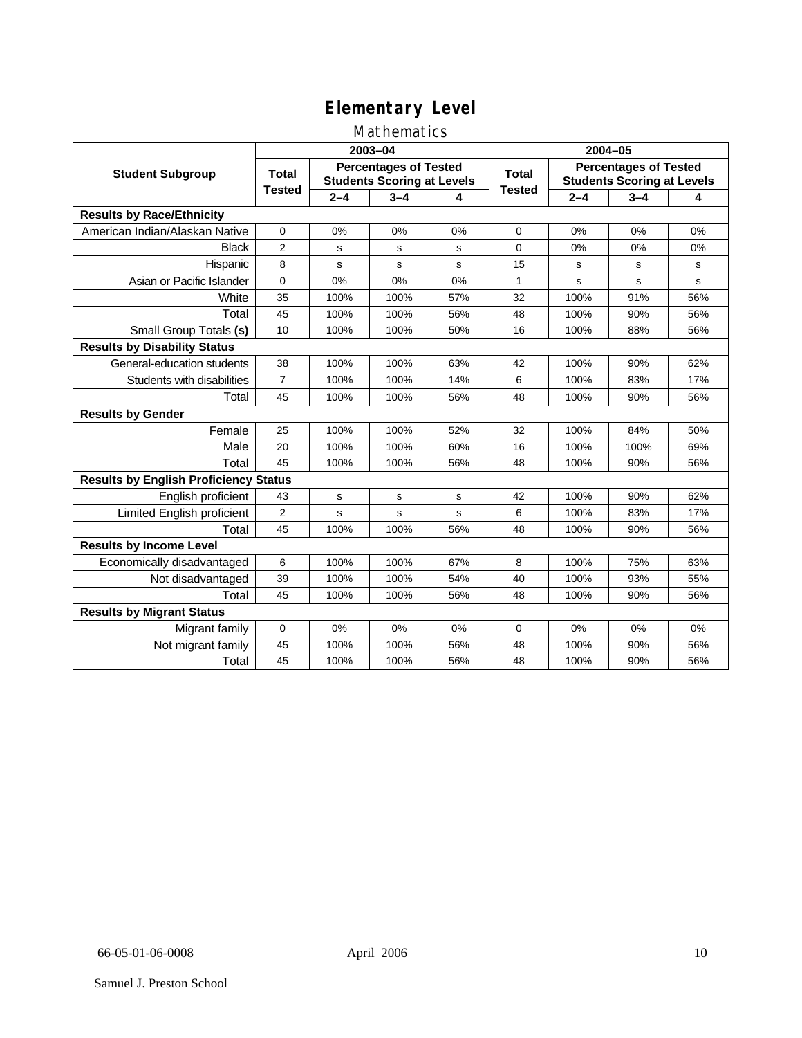# Elementary Level

## Mathematics

| Student Subgroup | 2003–04 | | | | 2004–05 | | | |
|---|---|---|---|---|---|---|---|---|
| | Total Tested | Percentages of Tested Students Scoring at Levels | | | Total Tested | Percentages of Tested Students Scoring at Levels | | |
| | | 2–4 | 3–4 | 4 | | 2–4 | 3–4 | 4 |
| **Results by Race/Ethnicity** | | | | | | | | |
| American Indian/Alaskan Native | 0 | 0% | 0% | 0% | 0 | 0% | 0% | 0% |
| Black | 2 | s | s | s | 0 | 0% | 0% | 0% |
| Hispanic | 8 | s | s | s | 15 | s | s | s |
| Asian or Pacific Islander | 0 | 0% | 0% | 0% | 1 | s | s | s |
| White | 35 | 100% | 100% | 57% | 32 | 100% | 91% | 56% |
| Total | 45 | 100% | 100% | 56% | 48 | 100% | 90% | 56% |
| Small Group Totals **(s)** | 10 | 100% | 100% | 50% | 16 | 100% | 88% | 56% |
| **Results by Disability Status** | | | | | | | | |
| General-education students | 38 | 100% | 100% | 63% | 42 | 100% | 90% | 62% |
| Students with disabilities | 7 | 100% | 100% | 14% | 6 | 100% | 83% | 17% |
| Total | 45 | 100% | 100% | 56% | 48 | 100% | 90% | 56% |
| **Results by Gender** | | | | | | | | |
| Female | 25 | 100% | 100% | 52% | 32 | 100% | 84% | 50% |
| Male | 20 | 100% | 100% | 60% | 16 | 100% | 100% | 69% |
| Total | 45 | 100% | 100% | 56% | 48 | 100% | 90% | 56% |
| **Results by English Proficiency Status** | | | | | | | | |
| English proficient | 43 | s | s | s | 42 | 100% | 90% | 62% |
| Limited English proficient | 2 | s | s | s | 6 | 100% | 83% | 17% |
| Total | 45 | 100% | 100% | 56% | 48 | 100% | 90% | 56% |
| **Results by Income Level** | | | | | | | | |
| Economically disadvantaged | 6 | 100% | 100% | 67% | 8 | 100% | 75% | 63% |
| Not disadvantaged | 39 | 100% | 100% | 54% | 40 | 100% | 93% | 55% |
| Total | 45 | 100% | 100% | 56% | 48 | 100% | 90% | 56% |
| **Results by Migrant Status** | | | | | | | | |
| Migrant family | 0 | 0% | 0% | 0% | 0 | 0% | 0% | 0% |
| Not migrant family | 45 | 100% | 100% | 56% | 48 | 100% | 90% | 56% |
| Total | 45 | 100% | 100% | 56% | 48 | 100% | 90% | 56% |

66-05-01-06-0008 April 2006

Samuel J. Preston School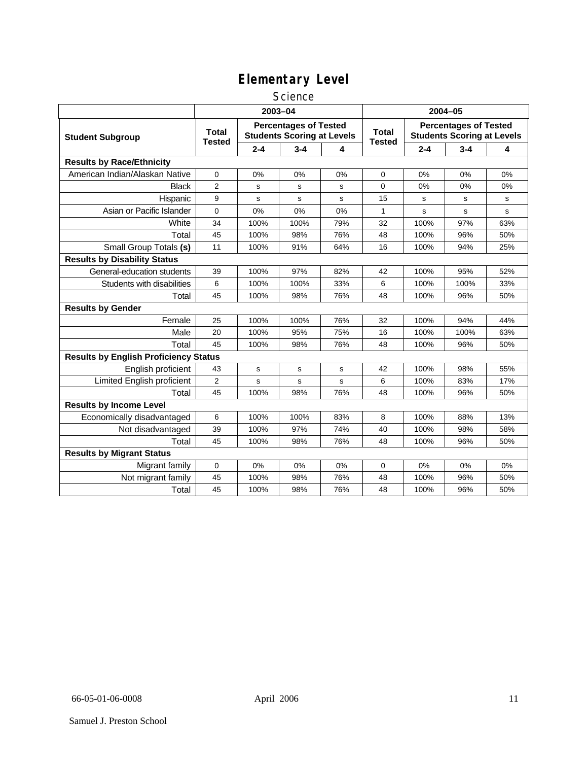# Elementary Level

## Science

| Student Subgroup | 2003–04 | | | | 2004–05 | | | |
|---|---|---|---|---|---|---|---|---|
| | Total Tested | Percentages of Tested Students Scoring at Levels | | | Total Tested | Percentages of Tested Students Scoring at Levels | | |
| | | 2-4 | 3-4 | 4 | | 2-4 | 3-4 | 4 |
| **Results by Race/Ethnicity** | | | | | | | | |
| American Indian/Alaskan Native | 0 | 0% | 0% | 0% | 0 | 0% | 0% | 0% |
| Black | 2 | s | s | s | 0 | 0% | 0% | 0% |
| Hispanic | 9 | s | s | s | 15 | s | s | s |
| Asian or Pacific Islander | 0 | 0% | 0% | 0% | 1 | s | s | s |
| White | 34 | 100% | 100% | 79% | 32 | 100% | 97% | 63% |
| Total | 45 | 100% | 98% | 76% | 48 | 100% | 96% | 50% |
| Small Group Totals **(s)** | 11 | 100% | 91% | 64% | 16 | 100% | 94% | 25% |
| **Results by Disability Status** | | | | | | | | |
| General-education students | 39 | 100% | 97% | 82% | 42 | 100% | 95% | 52% |
| Students with disabilities | 6 | 100% | 100% | 33% | 6 | 100% | 100% | 33% |
| Total | 45 | 100% | 98% | 76% | 48 | 100% | 96% | 50% |
| **Results by Gender** | | | | | | | | |
| Female | 25 | 100% | 100% | 76% | 32 | 100% | 94% | 44% |
| Male | 20 | 100% | 95% | 75% | 16 | 100% | 100% | 63% |
| Total | 45 | 100% | 98% | 76% | 48 | 100% | 96% | 50% |
| **Results by English Proficiency Status** | | | | | | | | |
| English proficient | 43 | s | s | s | 42 | 100% | 98% | 55% |
| Limited English proficient | 2 | s | s | s | 6 | 100% | 83% | 17% |
| Total | 45 | 100% | 98% | 76% | 48 | 100% | 96% | 50% |
| **Results by Income Level** | | | | | | | | |
| Economically disadvantaged | 6 | 100% | 100% | 83% | 8 | 100% | 88% | 13% |
| Not disadvantaged | 39 | 100% | 97% | 74% | 40 | 100% | 98% | 58% |
| Total | 45 | 100% | 98% | 76% | 48 | 100% | 96% | 50% |
| **Results by Migrant Status** | | | | | | | | |
| Migrant family | 0 | 0% | 0% | 0% | 0 | 0% | 0% | 0% |
| Not migrant family | 45 | 100% | 98% | 76% | 48 | 100% | 96% | 50% |
| Total | 45 | 100% | 98% | 76% | 48 | 100% | 96% | 50% |

66-05-01-06-0008 April 2006

Samuel J. Preston School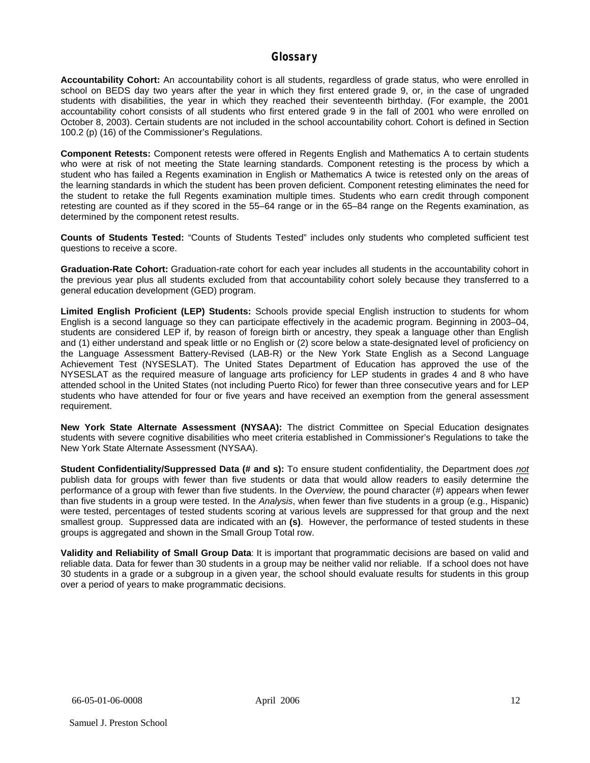# Glossary

**Accountability Cohort:** An accountability cohort is all students, regardless of grade status, who were enrolled in school on BEDS day two years after the year in which they first entered grade 9, or, in the case of ungraded students with disabilities, the year in which they reached their seventeenth birthday. (For example, the 2001 accountability cohort consists of all students who first entered grade 9 in the fall of 2001 who were enrolled on October 8, 2003). Certain students are not included in the school accountability cohort. Cohort is defined in Section 100.2 (p) (16) of the Commissioner's Regulations.

**Component Retests:** Component retests were offered in Regents English and Mathematics A to certain students who were at risk of not meeting the State learning standards. Component retesting is the process by which a student who has failed a Regents examination in English or Mathematics A twice is retested only on the areas of the learning standards in which the student has been proven deficient. Component retesting eliminates the need for the student to retake the full Regents examination multiple times. Students who earn credit through component retesting are counted as if they scored in the 55–64 range or in the 65–84 range on the Regents examination, as determined by the component retest results.

**Counts of Students Tested:** "Counts of Students Tested" includes only students who completed sufficient test questions to receive a score.

**Graduation-Rate Cohort:** Graduation-rate cohort for each year includes all students in the accountability cohort in the previous year plus all students excluded from that accountability cohort solely because they transferred to a general education development (GED) program.

**Limited English Proficient (LEP) Students:** Schools provide special English instruction to students for whom English is a second language so they can participate effectively in the academic program. Beginning in 2003–04, students are considered LEP if, by reason of foreign birth or ancestry, they speak a language other than English and (1) either understand and speak little or no English or (2) score below a state-designated level of proficiency on the Language Assessment Battery-Revised (LAB-R) or the New York State English as a Second Language Achievement Test (NYSESLAT). The United States Department of Education has approved the use of the NYSESLAT as the required measure of language arts proficiency for LEP students in grades 4 and 8 who have attended school in the United States (not including Puerto Rico) for fewer than three consecutive years and for LEP students who have attended for four or five years and have received an exemption from the general assessment requirement.

**New York State Alternate Assessment (NYSAA):** The district Committee on Special Education designates students with severe cognitive disabilities who meet criteria established in Commissioner's Regulations to take the New York State Alternate Assessment (NYSAA).

**Student Confidentiality/Suppressed Data (# and s):** To ensure student confidentiality, the Department does *not* publish data for groups with fewer than five students or data that would allow readers to easily determine the performance of a group with fewer than five students. In the *Overview,* the pound character (#) appears when fewer than five students in a group were tested. In the *Analysis*, when fewer than five students in a group (e.g., Hispanic) were tested, percentages of tested students scoring at various levels are suppressed for that group and the next smallest group. Suppressed data are indicated with an **(s)**. However, the performance of tested students in these groups is aggregated and shown in the Small Group Total row.

**Validity and Reliability of Small Group Data**: It is important that programmatic decisions are based on valid and reliable data. Data for fewer than 30 students in a group may be neither valid nor reliable. If a school does not have 30 students in a grade or a subgroup in a given year, the school should evaluate results for students in this group over a period of years to make programmatic decisions.

66-05-01-06-0008 April 2006

Samuel J. Preston School